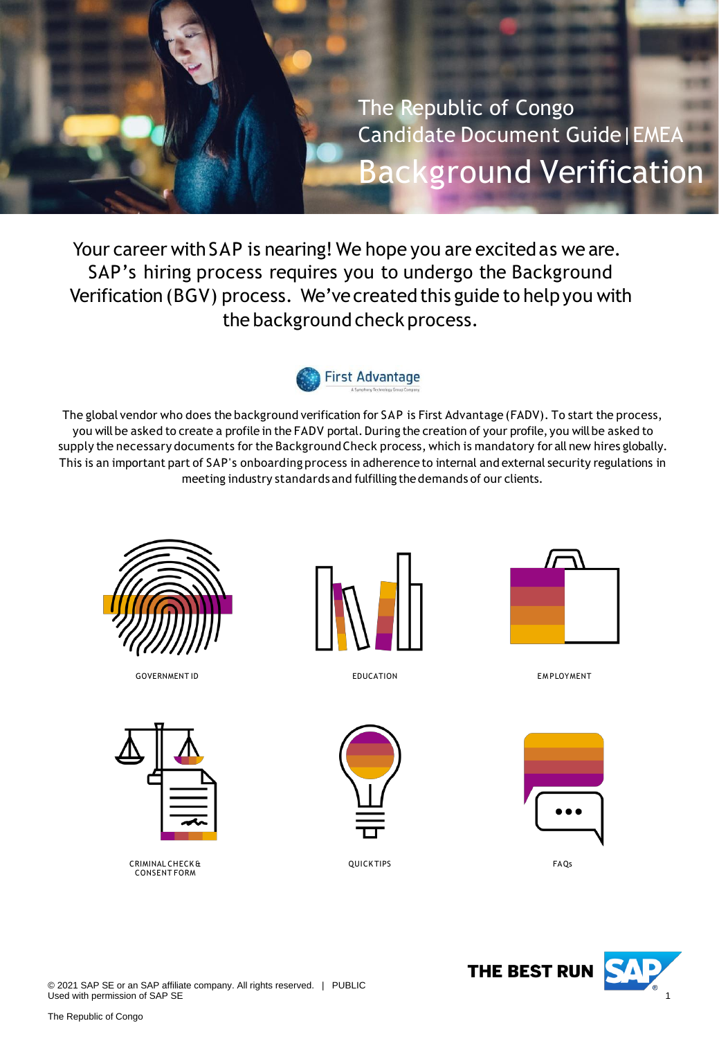The Republic of Congo

Candidate Document Guide | EMEA

# Background Verification

Your career with SAP is nearing! We hope you are excited as we are. SAP's hiring process requires you to undergo the Background Verification (BGV) process. We've created this guide to help you with the background check process.

First Advantage

The global vendor who does the background verification for SAP is First Advantage (FADV). To start the process, you will be asked to create a profile in the FADV portal. During the creation of your profile, you will be asked to supply the necessary documents for the Background Check process, which is mandatory for all new hires globally. This is an important part of SAP's onboarding process in adherence to internal and external security regulations in meeting industry standards and fulfilling the demands of our clients.

GOVERNMENT ID

EDUCATION

EMPLOYMENT

CRIMINAL CHECK & CONSENT FORM

QUICK TIPS

FAQs

© 2021 SAP SE or an SAP affiliate company. All rights reserved. | PUBLIC
Used with permission of SAP SE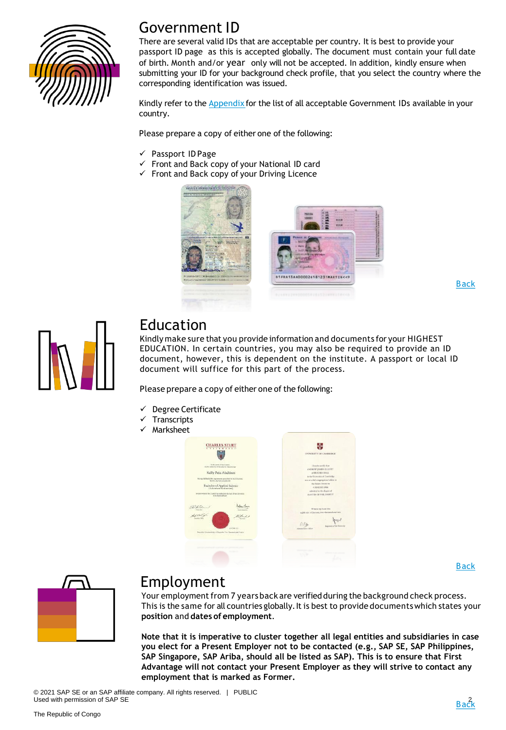## Government ID

There are several valid IDs that are acceptable per country. It is best to provide your passport ID page as this is accepted globally. The document must contain your full date of birth. Month and/or year only will not be accepted. In addition, kindly ensure when submitting your ID for your background check profile, that you select the country where the corresponding identification was issued.

Kindly refer to the Appendix for the list of all acceptable Government IDs available in your country.

Please prepare a copy of either one of the following:

- ✓ Passport ID Page
- ✓ Front and Back copy of your National ID card
- ✓ Front and Back copy of your Driving Licence

Back

## Education

Kindly make sure that you provide information and documents for your HIGHEST EDUCATION. In certain countries, you may also be required to provide an ID document, however, this is dependent on the institute. A passport or local ID document will suffice for this part of the process.

Please prepare a copy of either one of the following:

- ✓ Degree Certificate
- ✓ Transcripts
- ✓ Marksheet

Back

## Employment

Your employment from 7 years back are verified during the background check process. This is the same for all countries globally. It is best to provide documents which states your **position** and **dates of employment**.

**Note that it is imperative to cluster together all legal entities and subsidiaries in case you elect for a Present Employer not to be contacted (e.g., SAP SE, SAP Philippines, SAP Singapore, SAP Ariba, should all be listed as SAP). This is to ensure that First Advantage will not contact your Present Employer as they will strive to contact any employment that is marked as Former.**

Back

© 2021 SAP SE or an SAP affiliate company. All rights reserved. | PUBLIC
Used with permission of SAP SE

The Republic of Congo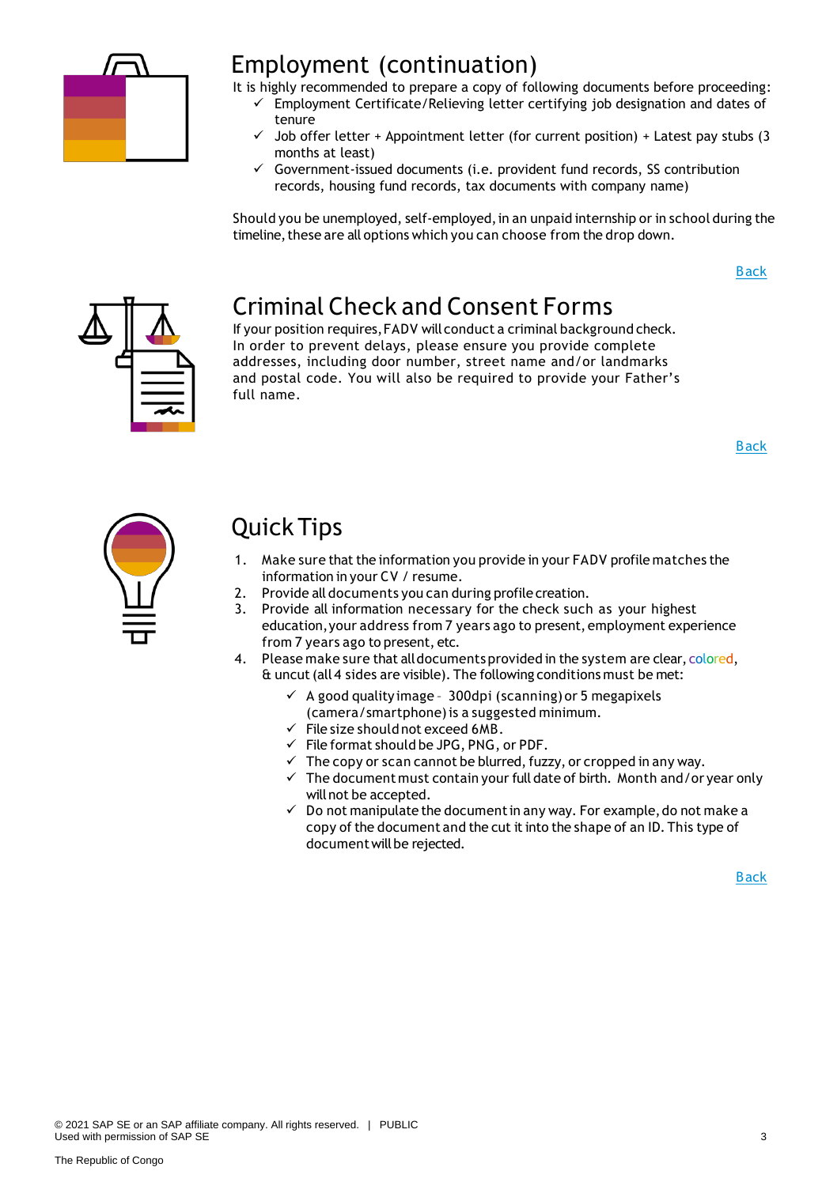## Employment (continuation)

It is highly recommended to prepare a copy of following documents before proceeding:

- ✓ Employment Certificate/Relieving letter certifying job designation and dates of tenure
- ✓ Job offer letter + Appointment letter (for current position) + Latest pay stubs (3 months at least)
- ✓ Government-issued documents (i.e. provident fund records, SS contribution records, housing fund records, tax documents with company name)

Should you be unemployed, self-employed, in an unpaid internship or in school during the timeline, these are all options which you can choose from the drop down.

Back

## Criminal Check and Consent Forms

If your position requires, FADV will conduct a criminal background check. In order to prevent delays, please ensure you provide complete addresses, including door number, street name and/or landmarks and postal code. You will also be required to provide your Father's full name.

Back

## Quick Tips

1. Make sure that the information you provide in your FADV profile matches the information in your CV / resume.
2. Provide all documents you can during profile creation.
3. Provide all information necessary for the check such as your highest education, your address from 7 years ago to present, employment experience from 7 years ago to present, etc.
4. Please make sure that all documents provided in the system are clear, colored, & uncut (all 4 sides are visible). The following conditions must be met:
   - ✓ A good quality image - 300dpi (scanning) or 5 megapixels (camera/smartphone) is a suggested minimum.
   - ✓ File size should not exceed 6MB.
   - ✓ File format should be JPG, PNG, or PDF.
   - ✓ The copy or scan cannot be blurred, fuzzy, or cropped in any way.
   - ✓ The document must contain your full date of birth. Month and/or year only will not be accepted.
   - ✓ Do not manipulate the document in any way. For example, do not make a copy of the document and the cut it into the shape of an ID. This type of document will be rejected.

Back

© 2021 SAP SE or an SAP affiliate company. All rights reserved. | PUBLIC
Used with permission of SAP SE

The Republic of Congo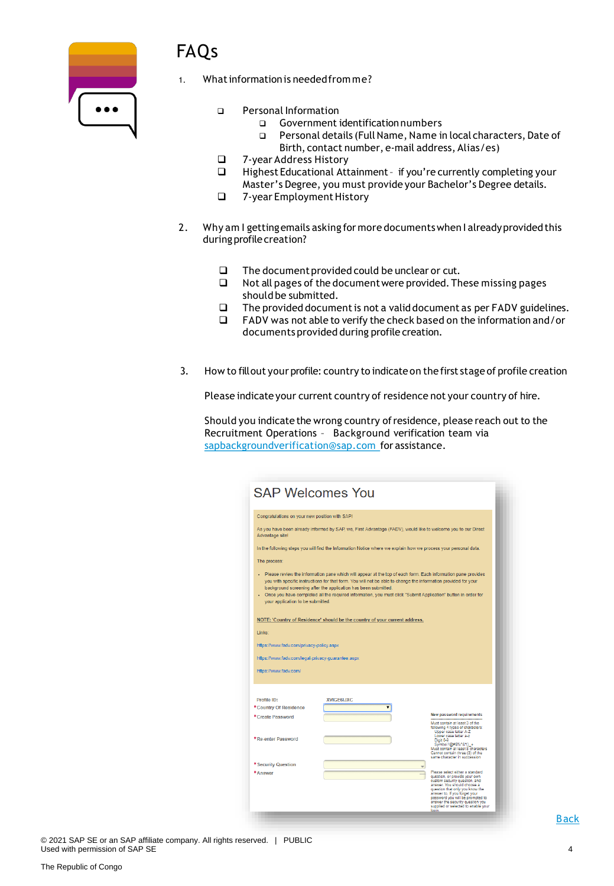# FAQs

1. What information is needed from me?

   - Personal Information
     - Government identification numbers
     - Personal details (Full Name, Name in local characters, Date of Birth, contact number, e-mail address, Alias/es)
   - 7-year Address History
   - Highest Educational Attainment - if you're currently completing your Master's Degree, you must provide your Bachelor's Degree details.
   - 7-year Employment History

2. Why am I getting emails asking for more documents when I already provided this during profile creation?

   - The document provided could be unclear or cut.
   - Not all pages of the document were provided. These missing pages should be submitted.
   - The provided document is not a valid document as per FADV guidelines.
   - FADV was not able to verify the check based on the information and/or documents provided during profile creation.

3. How to fill out your profile: country to indicate on the first stage of profile creation

   Please indicate your current country of residence not your country of hire.

   Should you indicate the wrong country of residence, please reach out to the Recruitment Operations - Background verification team via sapbackgroundverification@sap.com for assistance.

**SAP Welcomes You**

Congratulations on your new position with SAP!

As you have been already informed by SAP, we, First Advantage (FADV), would like to welcome you to our Direct Advantage site!

In the following steps you will find the Information Notice where we explain how we process your personal data.

The process:

- Please review the information pane which will appear at the top of each form. Each information pane provides you with specific instructions for that form. You will not be able to change the information provided for your background screening after the application has been submitted.
- Once you have completed all the required information, you must click "Submit Application" button in order for your application to be submitted.

NOTE: 'Country of Residence' should be the country of your current address.

Links:

https://www.fadv.com/privacy-policy.aspx

https://www.fadv.com/legal-privacy-guarantee.aspx

https://www.fadv.com/

Profile ID: XVIGE6UXC
*Country Of Residence
*Create Password
*Re-enter Password
*Security Question
*Answer

Back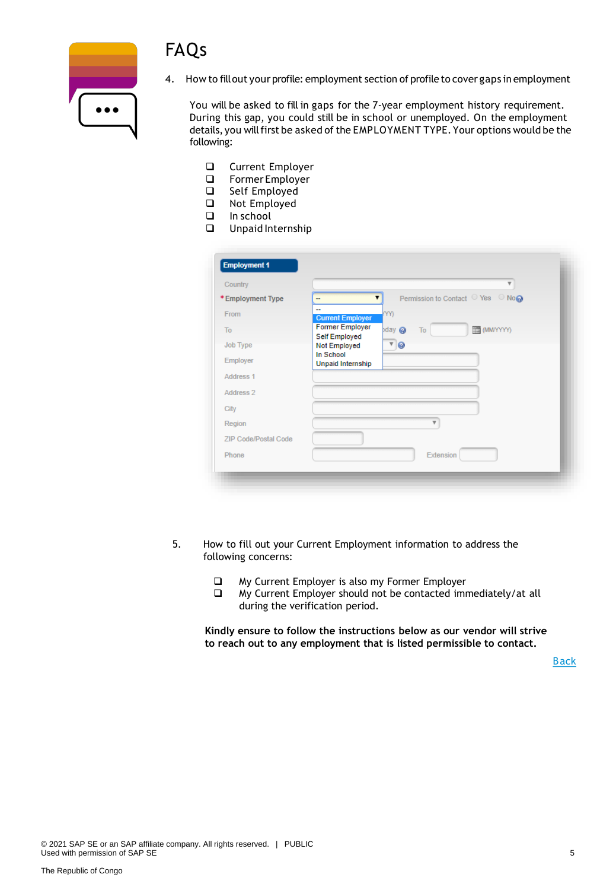# FAQs

4. How to fill out your profile: employment section of profile to cover gaps in employment

   You will be asked to fill in gaps for the 7-year employment history requirement. During this gap, you could still be in school or unemployed. On the employment details, you will first be asked of the EMPLOYMENT TYPE. Your options would be the following:

   - Current Employer
   - Former Employer
   - Self Employed
   - Not Employed
   - In school
   - Unpaid Internship

5. How to fill out your Current Employment information to address the following concerns:

   - My Current Employer is also my Former Employer
   - My Current Employer should not be contacted immediately/at all during the verification period.

   **Kindly ensure to follow the instructions below as our vendor will strive to reach out to any employment that is listed permissible to contact.**

Back

© 2021 SAP SE or an SAP affiliate company. All rights reserved. | PUBLIC
Used with permission of SAP SE

The Republic of Congo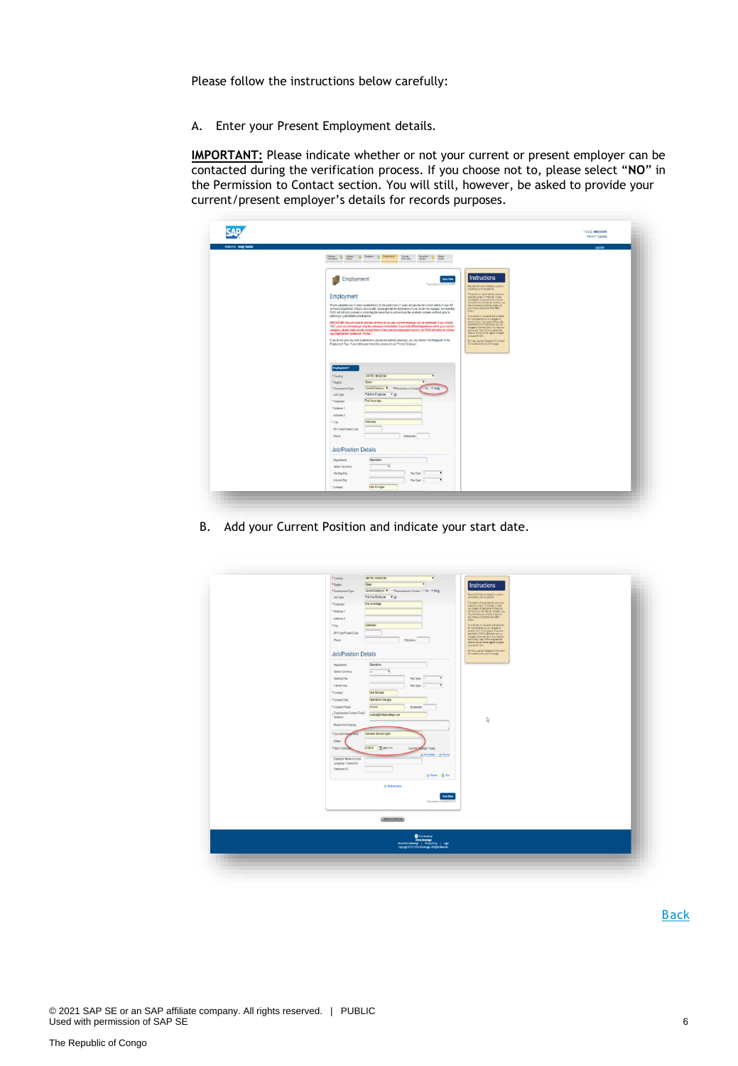Please follow the instructions below carefully:

A. Enter your Present Employment details.

**IMPORTANT:** Please indicate whether or not your current or present employer can be contacted during the verification process. If you choose not to, please select "**NO**" in the Permission to Contact section. You will still, however, be asked to provide your current/present employer's details for records purposes.

B. Add your Current Position and indicate your start date.

Back

© 2021 SAP SE or an SAP affiliate company. All rights reserved. | PUBLIC
Used with permission of SAP SE

The Republic of Congo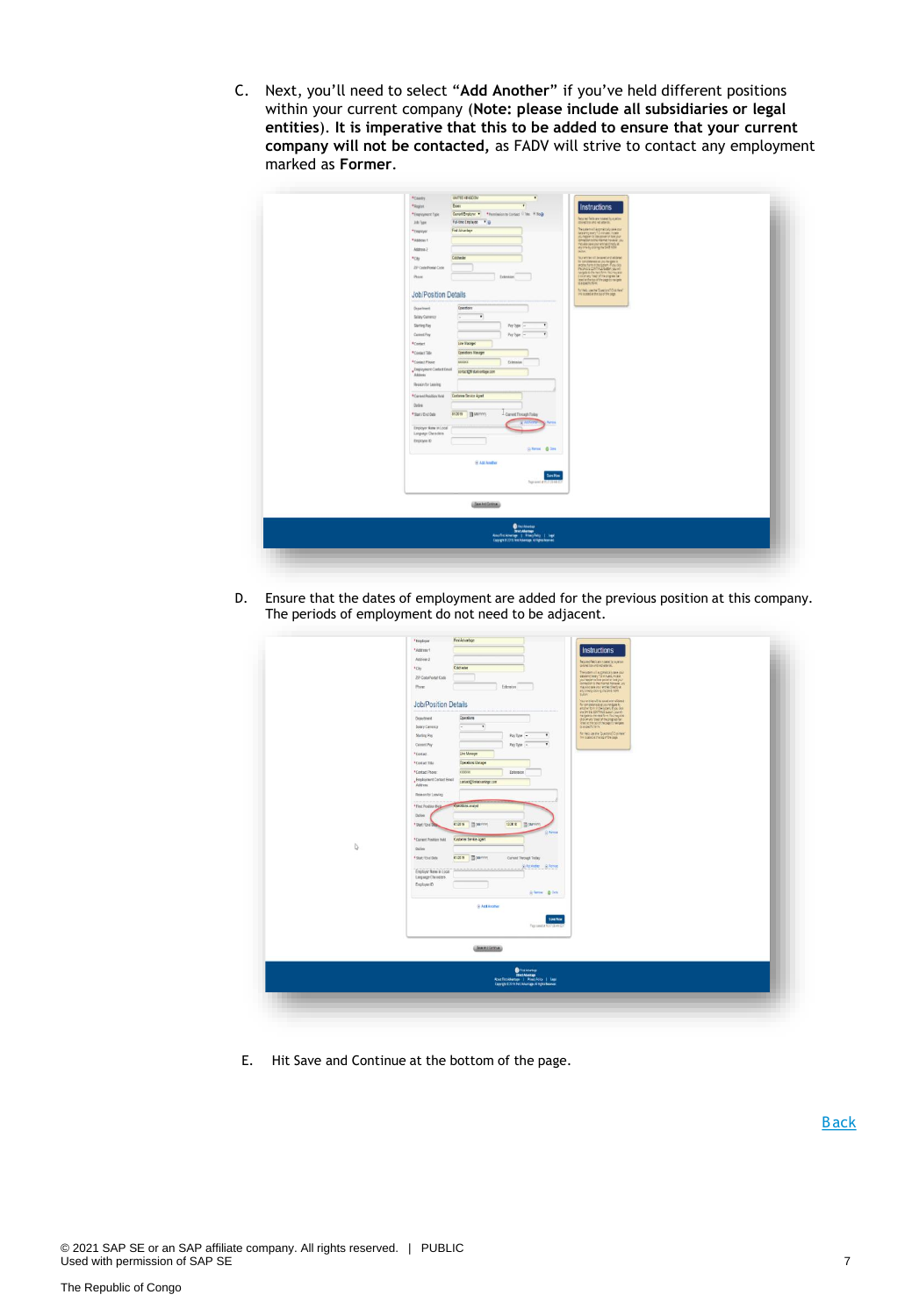C. Next, you'll need to select "**Add Another**" if you've held different positions within your current company (**Note: please include all subsidiaries or legal entities**). **It is imperative that this to be added to ensure that your current company will not be contacted,** as FADV will strive to contact any employment marked as **Former**.

D. Ensure that the dates of employment are added for the previous position at this company. The periods of employment do not need to be adjacent.

E. Hit Save and Continue at the bottom of the page.

Back

© 2021 SAP SE or an SAP affiliate company. All rights reserved. | PUBLIC
Used with permission of SAP SE

The Republic of Congo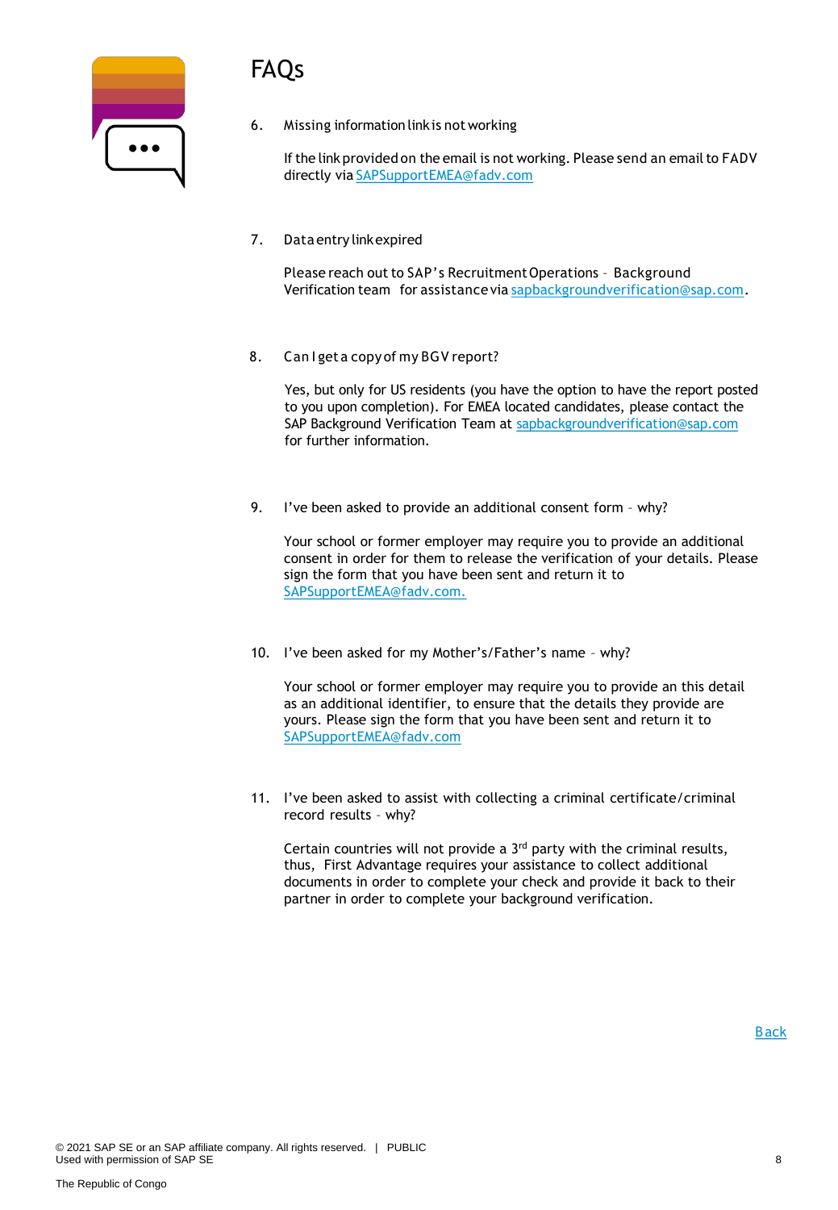# FAQs

6. Missing information link is not working

   If the link provided on the email is not working. Please send an email to FADV directly via SAPSupportEMEA@fadv.com

7. Data entry link expired

   Please reach out to SAP's Recruitment Operations – Background Verification team for assistance via sapbackgroundverification@sap.com.

8. Can I get a copy of my BGV report?

   Yes, but only for US residents (you have the option to have the report posted to you upon completion). For EMEA located candidates, please contact the SAP Background Verification Team at sapbackgroundverification@sap.com for further information.

9. I've been asked to provide an additional consent form – why?

   Your school or former employer may require you to provide an additional consent in order for them to release the verification of your details. Please sign the form that you have been sent and return it to SAPSupportEMEA@fadv.com.

10. I've been asked for my Mother's/Father's name – why?

    Your school or former employer may require you to provide an this detail as an additional identifier, to ensure that the details they provide are yours. Please sign the form that you have been sent and return it to SAPSupportEMEA@fadv.com

11. I've been asked to assist with collecting a criminal certificate/criminal record results – why?

    Certain countries will not provide a 3rd party with the criminal results, thus, First Advantage requires your assistance to collect additional documents in order to complete your check and provide it back to their partner in order to complete your background verification.

Back

© 2021 SAP SE or an SAP affiliate company. All rights reserved. | PUBLIC
Used with permission of SAP SE

The Republic of Congo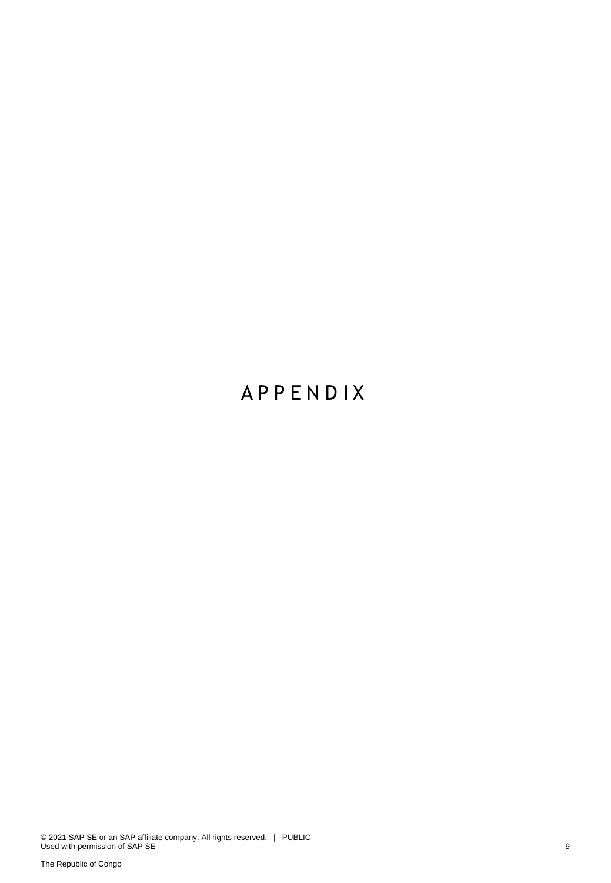# APPENDIX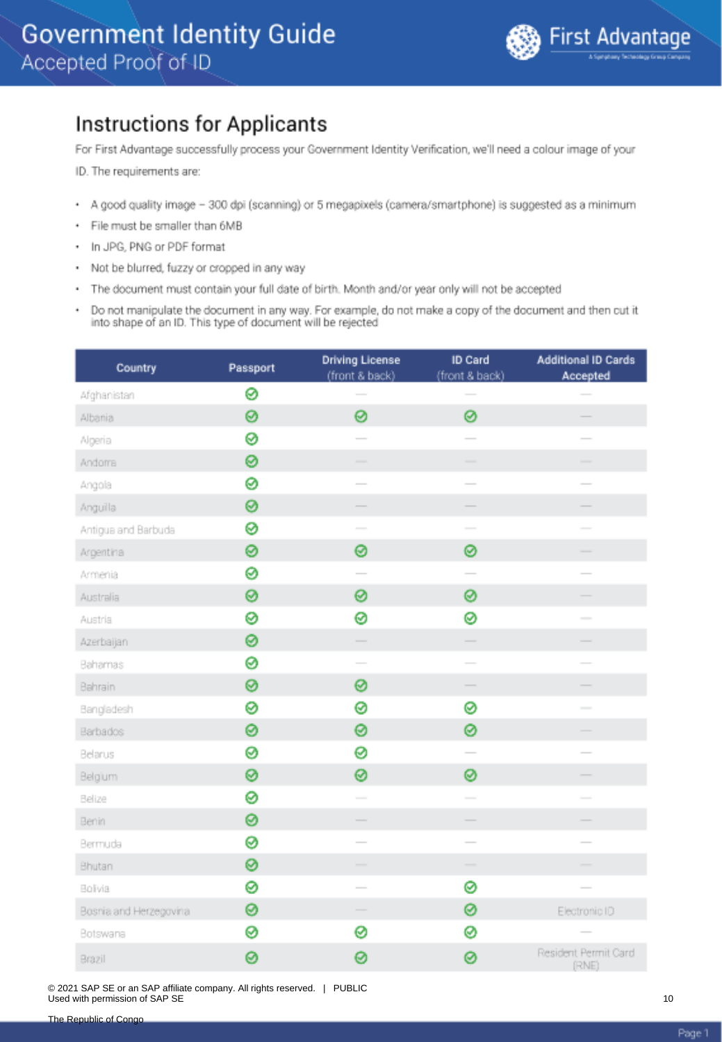# Government Identity Guide
## Accepted Proof of ID

## Instructions for Applicants

For First Advantage successfully process your Government Identity Verification, we'll need a colour image of your ID. The requirements are:

- A good quality image – 300 dpi (scanning) or 5 megapixels (camera/smartphone) is suggested as a minimum
- File must be smaller than 6MB
- In JPG, PNG or PDF format
- Not be blurred, fuzzy or cropped in any way
- The document must contain your full date of birth. Month and/or year only will not be accepted
- Do not manipulate the document in any way. For example, do not make a copy of the document and then cut it into shape of an ID. This type of document will be rejected

| Country | Passport | Driving License (front & back) | ID Card (front & back) | Additional ID Cards Accepted |
|---|---|---|---|---|
| Afghanistan | ✓ | — | — | — |
| Albania | ✓ | ✓ | ✓ | — |
| Algeria | ✓ | — | — | — |
| Andorra | ✓ | — | — | — |
| Angola | ✓ | — | — | — |
| Anguilla | ✓ | — | — | — |
| Antigua and Barbuda | ✓ | — | — | — |
| Argentina | ✓ | ✓ | ✓ | — |
| Armenia | ✓ | — | — | — |
| Australia | ✓ | ✓ | ✓ | — |
| Austria | ✓ | ✓ | ✓ | — |
| Azerbaijan | ✓ | — | — | — |
| Bahamas | ✓ | — | — | — |
| Bahrain | ✓ | ✓ | — | — |
| Bangladesh | ✓ | ✓ | ✓ | — |
| Barbados | ✓ | ✓ | ✓ | — |
| Belarus | ✓ | ✓ | — | — |
| Belgium | ✓ | ✓ | ✓ | — |
| Belize | ✓ | — | — | — |
| Benin | ✓ | — | — | — |
| Bermuda | ✓ | — | — | — |
| Bhutan | ✓ | — | — | — |
| Bolivia | ✓ | — | ✓ | — |
| Bosnia and Herzegovina | ✓ | — | ✓ | Electronic ID |
| Botswana | ✓ | ✓ | ✓ | — |
| Brazil | ✓ | ✓ | ✓ | Resident Permit Card (RNE) |

© 2021 SAP SE or an SAP affiliate company. All rights reserved. | PUBLIC
Used with permission of SAP SE

The Republic of Congo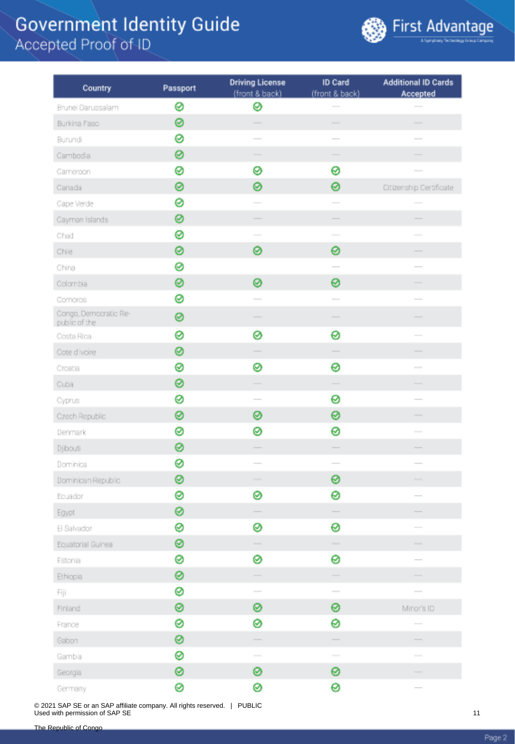# Government Identity Guide

Accepted Proof of ID

First Advantage

| Country | Passport | Driving License (front & back) | ID Card (front & back) | Additional ID Cards Accepted |
|---|---|---|---|---|
| Brunei Darussalam | ✓ | ✓ | — | — |
| Burkina Faso | ✓ | — | — | — |
| Burundi | ✓ | — | — | — |
| Cambodia | ✓ | — | — | — |
| Cameroon | ✓ | ✓ | ✓ | — |
| Canada | ✓ | ✓ | ✓ | Citizenship Certificate |
| Cape Verde | ✓ | — | — | — |
| Cayman Islands | ✓ | — | — | — |
| Chad | ✓ | — | — | — |
| Chile | ✓ | ✓ | ✓ | — |
| China | ✓ | | — | — |
| Colombia | ✓ | ✓ | ✓ | — |
| Comoros | ✓ | — | — | — |
| Congo, Democratic Republic of the | ✓ | — | — | — |
| Costa Rica | ✓ | ✓ | ✓ | — |
| Cote d'Ivoire | ✓ | — | — | — |
| Croatia | ✓ | ✓ | ✓ | — |
| Cuba | ✓ | — | — | — |
| Cyprus | ✓ | — | ✓ | — |
| Czech Republic | ✓ | ✓ | ✓ | — |
| Denmark | ✓ | ✓ | ✓ | — |
| Djibouti | ✓ | — | — | — |
| Dominica | ✓ | — | — | — |
| Dominican Republic | ✓ | — | ✓ | — |
| Ecuador | ✓ | ✓ | ✓ | — |
| Egypt | ✓ | — | — | — |
| El Salvador | ✓ | ✓ | ✓ | — |
| Equatorial Guinea | ✓ | — | — | — |
| Estonia | ✓ | ✓ | ✓ | — |
| Ethiopia | ✓ | — | — | — |
| Fiji | ✓ | — | — | — |
| Finland | ✓ | ✓ | ✓ | Minor's ID |
| France | ✓ | ✓ | ✓ | — |
| Gabon | ✓ | — | — | — |
| Gambia | ✓ | — | — | — |
| Georgia | ✓ | ✓ | ✓ | — |
| Germany | ✓ | ✓ | ✓ | — |

© 2021 SAP SE or an SAP affiliate company. All rights reserved. | PUBLIC
Used with permission of SAP SE

The Republic of Congo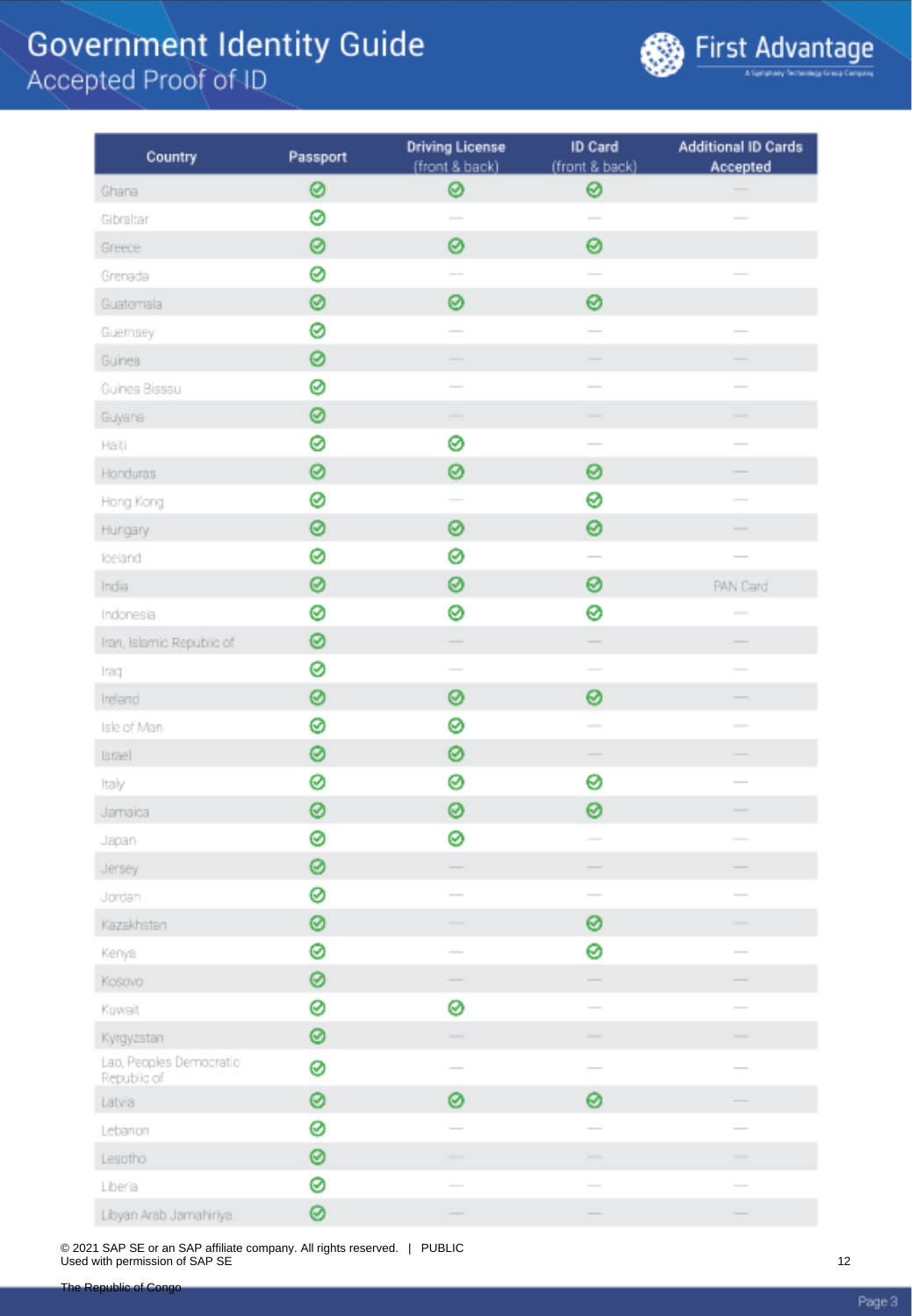# Government Identity Guide
## Accepted Proof of ID

| Country | Passport | Driving License (front & back) | ID Card (front & back) | Additional ID Cards Accepted |
|---|---|---|---|---|
| Ghana | ✓ | ✓ | ✓ | — |
| Gibraltar | ✓ | — | — | — |
| Greece | ✓ | ✓ | ✓ | |
| Grenada | ✓ | — | — | — |
| Guatemala | ✓ | ✓ | ✓ | |
| Guernsey | ✓ | — | — | — |
| Guinea | ✓ | — | — | — |
| Guinea Bissau | ✓ | — | — | — |
| Guyana | ✓ | — | — | — |
| Haiti | ✓ | ✓ | — | — |
| Honduras | ✓ | ✓ | ✓ | — |
| Hong Kong | ✓ | — | ✓ | — |
| Hungary | ✓ | ✓ | ✓ | — |
| Iceland | ✓ | ✓ | — | — |
| India | ✓ | ✓ | ✓ | PAN Card |
| Indonesia | ✓ | ✓ | ✓ | — |
| Iran, Islamic Republic of | ✓ | — | — | — |
| Iraq | ✓ | — | — | — |
| Ireland | ✓ | ✓ | ✓ | — |
| Isle of Man | ✓ | ✓ | — | — |
| Israel | ✓ | ✓ | — | — |
| Italy | ✓ | ✓ | ✓ | — |
| Jamaica | ✓ | ✓ | ✓ | — |
| Japan | ✓ | ✓ | — | — |
| Jersey | ✓ | — | — | — |
| Jordan | ✓ | — | — | — |
| Kazakhstan | ✓ | — | ✓ | — |
| Kenya | ✓ | — | ✓ | — |
| Kosovo | ✓ | — | — | — |
| Kuwait | ✓ | ✓ | — | — |
| Kyrgyzstan | ✓ | — | — | — |
| Lao, Peoples Democratic Republic of | ✓ | — | — | — |
| Latvia | ✓ | ✓ | ✓ | — |
| Lebanon | ✓ | — | — | — |
| Lesotho | ✓ | — | — | — |
| Liberia | ✓ | — | — | — |
| Libyan Arab Jamahiriya | ✓ | — | — | — |

© 2021 SAP SE or an SAP affiliate company. All rights reserved. | PUBLIC
Used with permission of SAP SE

The Republic of Congo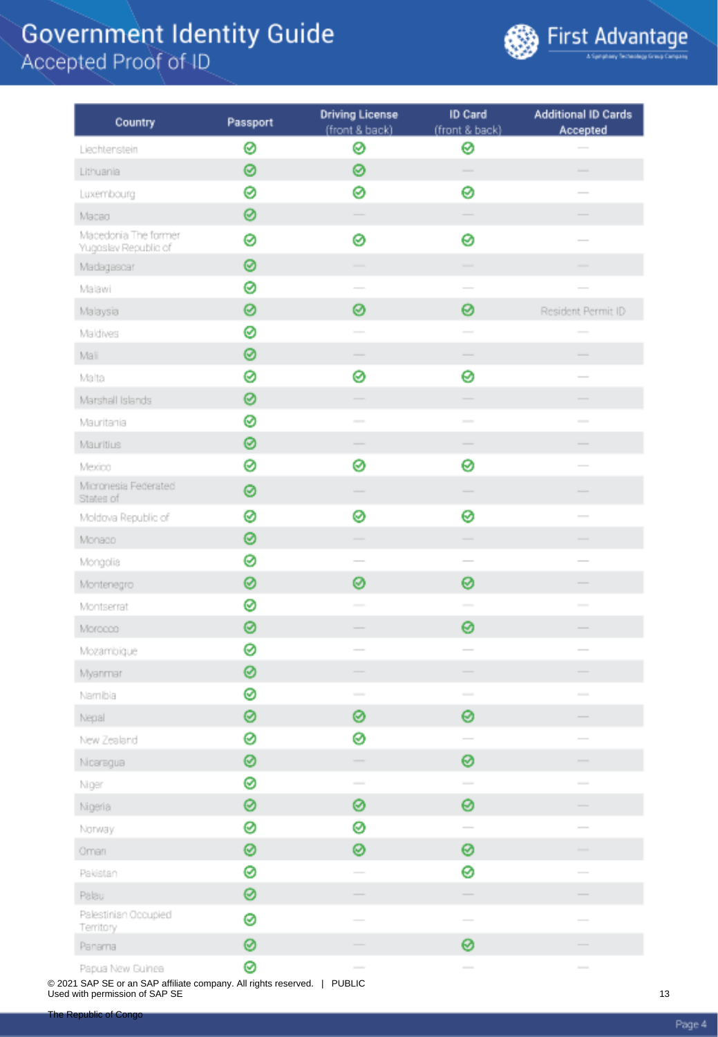# Government Identity Guide
## Accepted Proof of ID

First Advantage

| Country | Passport | Driving License (front & back) | ID Card (front & back) | Additional ID Cards Accepted |
|---|---|---|---|---|
| Liechtenstein | ✓ | ✓ | ✓ | — |
| Lithuania | ✓ | ✓ | — | — |
| Luxembourg | ✓ | ✓ | ✓ | — |
| Macao | ✓ | — | — | — |
| Macedonia The former Yugoslav Republic of | ✓ | ✓ | ✓ | — |
| Madagascar | ✓ | — | — | — |
| Malawi | ✓ | — | — | — |
| Malaysia | ✓ | ✓ | ✓ | Resident Permit ID |
| Maldives | ✓ | — | — | — |
| Mali | ✓ | — | — | — |
| Malta | ✓ | ✓ | ✓ | — |
| Marshall Islands | ✓ | — | — | — |
| Mauritania | ✓ | — | — | — |
| Mauritius | ✓ | — | — | — |
| Mexico | ✓ | ✓ | ✓ | — |
| Micronesia Federated States of | ✓ | — | — | — |
| Moldova Republic of | ✓ | ✓ | ✓ | — |
| Monaco | ✓ | — | — | — |
| Mongolia | ✓ | — | — | — |
| Montenegro | ✓ | ✓ | ✓ | — |
| Montserrat | ✓ | — | — | — |
| Morocco | ✓ | — | ✓ | — |
| Mozambique | ✓ | — | — | — |
| Myanmar | ✓ | — | — | — |
| Namibia | ✓ | — | — | — |
| Nepal | ✓ | ✓ | ✓ | — |
| New Zealand | ✓ | ✓ | — | — |
| Nicaragua | ✓ | — | ✓ | — |
| Niger | ✓ | — | — | — |
| Nigeria | ✓ | ✓ | ✓ | — |
| Norway | ✓ | ✓ | — | — |
| Oman | ✓ | ✓ | ✓ | — |
| Pakistan | ✓ | — | ✓ | — |
| Palau | ✓ | — | — | — |
| Palestinian Occupied Territory | ✓ | — | — | — |
| Panama | ✓ | — | ✓ | — |
| Papua New Guinea | ✓ | — | — | — |

© 2021 SAP SE or an SAP affiliate company. All rights reserved. | PUBLIC
Used with permission of SAP SE

The Republic of Congo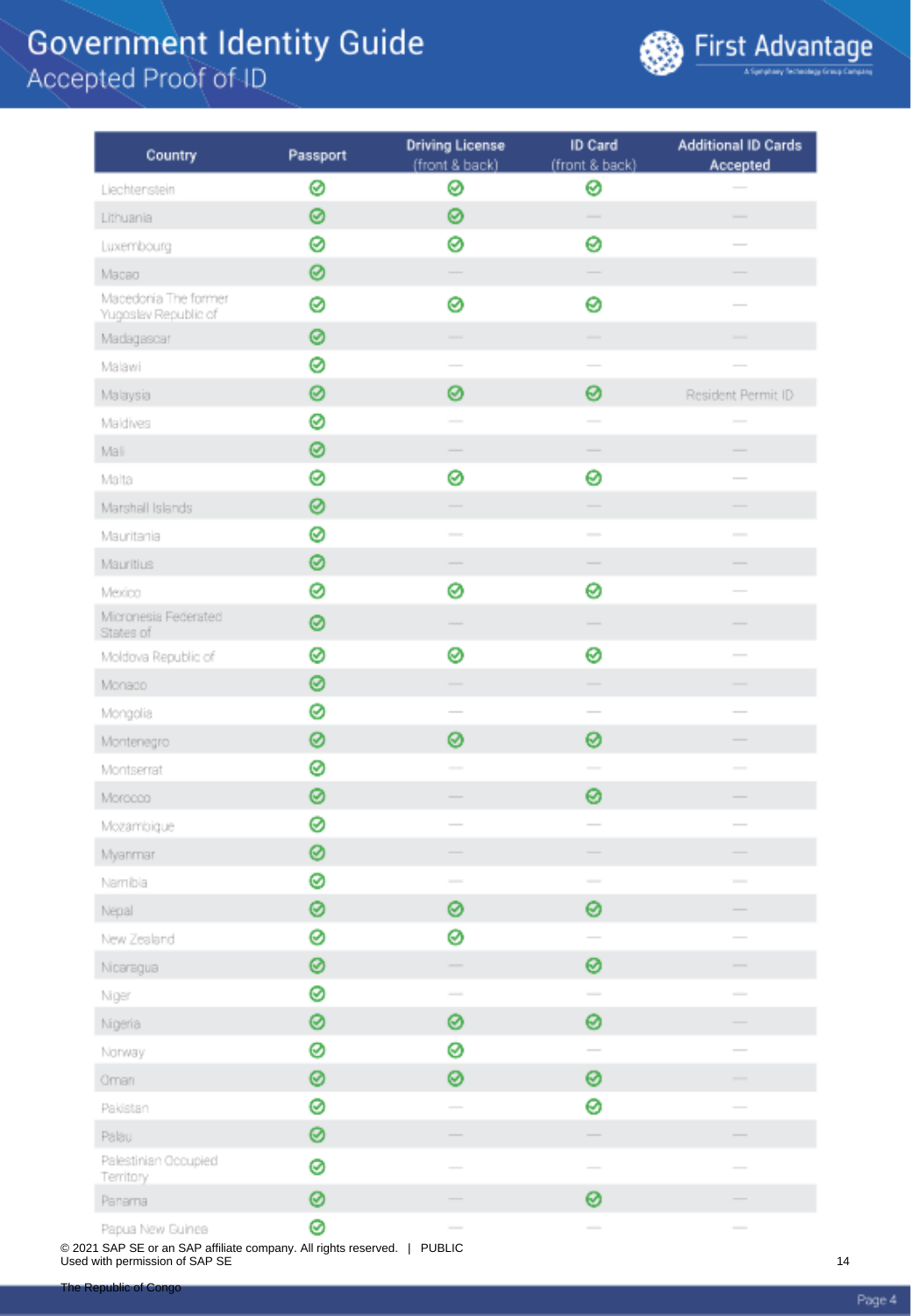# Government Identity Guide
## Accepted Proof of ID

| Country | Passport | Driving License (front & back) | ID Card (front & back) | Additional ID Cards Accepted |
|---|---|---|---|---|
| Liechtenstein | ✓ | ✓ | ✓ | — |
| Lithuania | ✓ | ✓ | — | — |
| Luxembourg | ✓ | ✓ | ✓ | — |
| Macao | ✓ | — | — | — |
| Macedonia The former Yugoslav Republic of | ✓ | ✓ | ✓ | — |
| Madagascar | ✓ | — | — | — |
| Malawi | ✓ | — | — | — |
| Malaysia | ✓ | ✓ | ✓ | Resident Permit ID |
| Maldives | ✓ | — | — | — |
| Mali | ✓ | — | — | — |
| Malta | ✓ | ✓ | ✓ | — |
| Marshall Islands | ✓ | — | — | — |
| Mauritania | ✓ | — | — | — |
| Mauritius | ✓ | — | — | — |
| Mexico | ✓ | ✓ | ✓ | — |
| Micronesia Federated States of | ✓ | — | — | — |
| Moldova Republic of | ✓ | ✓ | ✓ | — |
| Monaco | ✓ | — | — | — |
| Mongolia | ✓ | — | — | — |
| Montenegro | ✓ | ✓ | ✓ | — |
| Montserrat | ✓ | — | — | — |
| Morocco | ✓ | — | ✓ | — |
| Mozambique | ✓ | — | — | — |
| Myanmar | ✓ | — | — | — |
| Namibia | ✓ | — | — | — |
| Nepal | ✓ | ✓ | ✓ | — |
| New Zealand | ✓ | ✓ | — | — |
| Nicaragua | ✓ | — | ✓ | — |
| Niger | ✓ | — | — | — |
| Nigeria | ✓ | ✓ | ✓ | — |
| Norway | ✓ | ✓ | — | — |
| Oman | ✓ | ✓ | ✓ | — |
| Pakistan | ✓ | — | ✓ | — |
| Palau | ✓ | — | — | — |
| Palestinian Occupied Territory | ✓ | — | — | — |
| Panama | ✓ | — | ✓ | — |
| Papua New Guinea | ✓ | — | — | — |

© 2021 SAP SE or an SAP affiliate company. All rights reserved. | PUBLIC
Used with permission of SAP SE

The Republic of Congo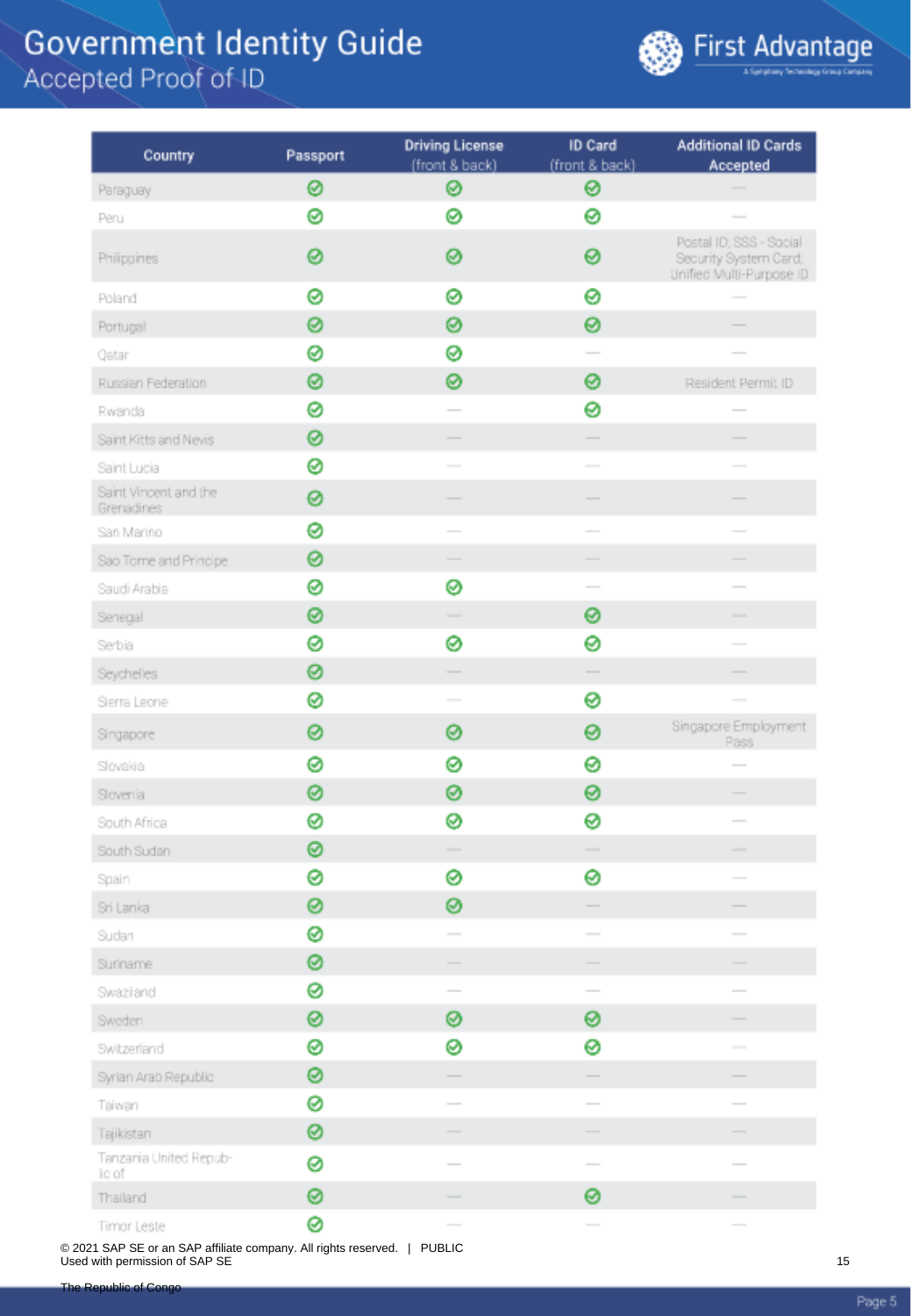# Government Identity Guide
## Accepted Proof of ID

| Country | Passport | Driving License (front & back) | ID Card (front & back) | Additional ID Cards Accepted |
|---|---|---|---|---|
| Paraguay | ✓ | ✓ | ✓ | — |
| Peru | ✓ | ✓ | ✓ | — |
| Philippines | ✓ | ✓ | ✓ | Postal ID; SSS - Social Security System Card; Unified Multi-Purpose ID |
| Poland | ✓ | ✓ | ✓ | — |
| Portugal | ✓ | ✓ | ✓ | — |
| Qatar | ✓ | ✓ | — | — |
| Russian Federation | ✓ | ✓ | ✓ | Resident Permit ID |
| Rwanda | ✓ | — | ✓ | — |
| Saint Kitts and Nevis | ✓ | — | — | — |
| Saint Lucia | ✓ | — | — | — |
| Saint Vincent and the Grenadines | ✓ | — | — | — |
| San Marino | ✓ | — | — | — |
| Sao Tome and Principe | ✓ | — | — | — |
| Saudi Arabia | ✓ | ✓ | — | — |
| Senegal | ✓ | — | ✓ | — |
| Serbia | ✓ | ✓ | ✓ | — |
| Seychelles | ✓ | — | — | — |
| Sierra Leone | ✓ | — | ✓ | — |
| Singapore | ✓ | ✓ | ✓ | Singapore Employment Pass |
| Slovakia | ✓ | ✓ | ✓ | — |
| Slovenia | ✓ | ✓ | ✓ | — |
| South Africa | ✓ | ✓ | ✓ | — |
| South Sudan | ✓ | — | — | — |
| Spain | ✓ | ✓ | ✓ | — |
| Sri Lanka | ✓ | ✓ | — | — |
| Sudan | ✓ | — | — | — |
| Suriname | ✓ | — | — | — |
| Swaziland | ✓ | — | — | — |
| Sweden | ✓ | ✓ | ✓ | — |
| Switzerland | ✓ | ✓ | ✓ | — |
| Syrian Arab Republic | ✓ | — | — | — |
| Taiwan | ✓ | — | — | — |
| Tajikistan | ✓ | — | — | — |
| Tanzania United Republic of | ✓ | — | — | — |
| Thailand | ✓ | — | ✓ | — |
| Timor Leste | ✓ | — | — | — |

© 2021 SAP SE or an SAP affiliate company. All rights reserved. | PUBLIC
Used with permission of SAP SE

The Republic of Congo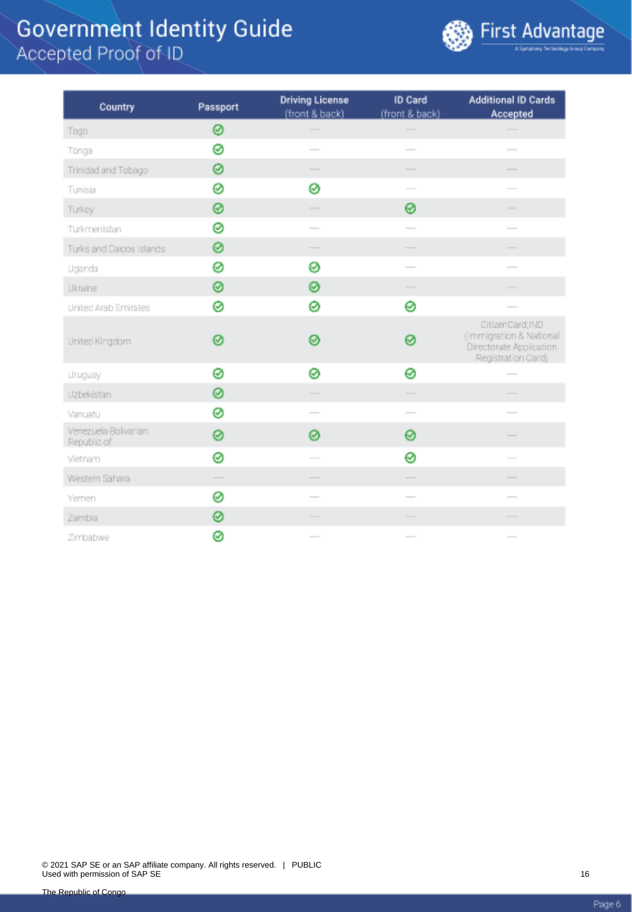# Government Identity Guide

## Accepted Proof of ID

| Country | Passport | Driving License (front & back) | ID Card (front & back) | Additional ID Cards Accepted |
|---|---|---|---|---|
| Togo | ✓ | — | — | — |
| Tonga | ✓ | — | — | — |
| Trinidad and Tobago | ✓ | — | — | — |
| Tunisia | ✓ | ✓ | — | — |
| Turkey | ✓ | — | ✓ | — |
| Turkmenistan | ✓ | — | — | — |
| Turks and Caicos Islands | ✓ | — | — | — |
| Uganda | ✓ | ✓ | — | — |
| Ukraine | ✓ | ✓ | — | — |
| United Arab Emirates | ✓ | ✓ | ✓ | — |
| United Kingdom | ✓ | ✓ | ✓ | Citizen Card; IND (Immigration & National Directorate Application Registration Card) |
| Uruguay | ✓ | ✓ | ✓ | — |
| Uzbekistan | ✓ | — | — | — |
| Vanuatu | ✓ | — | — | — |
| Venezuela Bolivarian Republic of | ✓ | ✓ | ✓ | — |
| Vietnam | ✓ | — | ✓ | — |
| Western Sahara | — | — | — | — |
| Yemen | ✓ | — | — | — |
| Zambia | ✓ | — | — | — |
| Zimbabwe | ✓ | — | — | — |

© 2021 SAP SE or an SAP affiliate company. All rights reserved. | PUBLIC
Used with permission of SAP SE

The Republic of Congo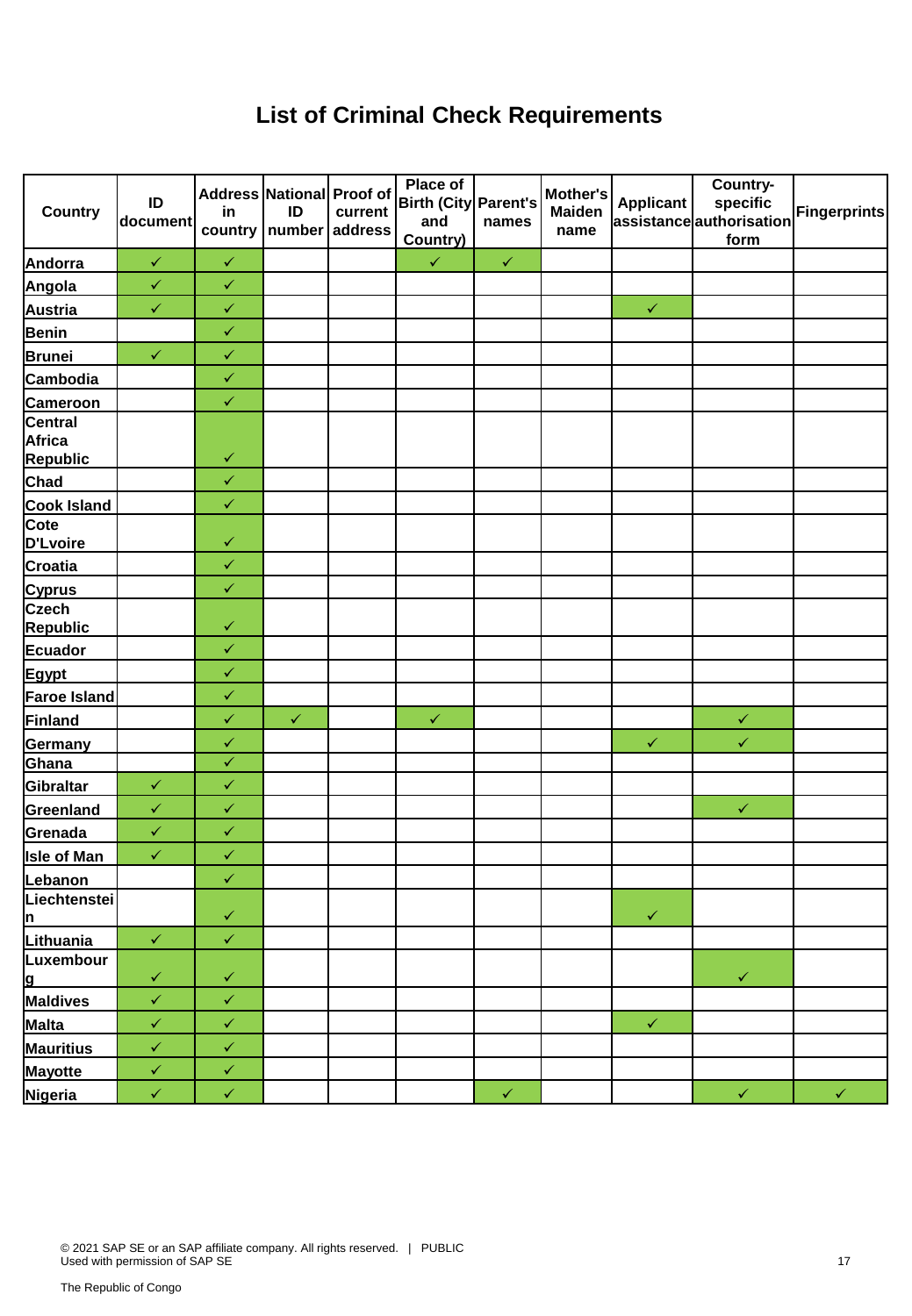# List of Criminal Check Requirements

| Country | ID document | Address in country | National ID number | Proof of current address | Place of Birth (City and Country) | Parent's names | Mother's Maiden name | Applicant assistance | Country-specific authorisation form | Fingerprints |
|---|---|---|---|---|---|---|---|---|---|---|
| Andorra | ✓ | ✓ | | | ✓ | ✓ | | | | |
| Angola | ✓ | ✓ | | | | | | | | |
| Austria | ✓ | ✓ | | | | | | ✓ | | |
| Benin | | ✓ | | | | | | | | |
| Brunei | ✓ | ✓ | | | | | | | | |
| Cambodia | | ✓ | | | | | | | | |
| Cameroon | | ✓ | | | | | | | | |
| Central Africa Republic | | ✓ | | | | | | | | |
| Chad | | ✓ | | | | | | | | |
| Cook Island | | ✓ | | | | | | | | |
| Cote D'Lvoire | | ✓ | | | | | | | | |
| Croatia | | ✓ | | | | | | | | |
| Cyprus | | ✓ | | | | | | | | |
| Czech Republic | | ✓ | | | | | | | | |
| Ecuador | | ✓ | | | | | | | | |
| Egypt | | ✓ | | | | | | | | |
| Faroe Island | | ✓ | | | | | | | | |
| Finland | | ✓ | ✓ | | ✓ | | | | ✓ | |
| Germany | | ✓ | | | | | | ✓ | ✓ | |
| Ghana | | ✓ | | | | | | | | |
| Gibraltar | ✓ | ✓ | | | | | | | | |
| Greenland | ✓ | ✓ | | | | | | | ✓ | |
| Grenada | ✓ | ✓ | | | | | | | | |
| Isle of Man | ✓ | ✓ | | | | | | | | |
| Lebanon | | ✓ | | | | | | | | |
| Liechtenstein | | ✓ | | | | | | ✓ | | |
| Lithuania | ✓ | ✓ | | | | | | | | |
| Luxembourg | ✓ | ✓ | | | | | | | ✓ | |
| Maldives | ✓ | ✓ | | | | | | | | |
| Malta | ✓ | ✓ | | | | | | ✓ | | |
| Mauritius | ✓ | ✓ | | | | | | | | |
| Mayotte | ✓ | ✓ | | | | | | | | |
| Nigeria | ✓ | ✓ | | | | ✓ | | | ✓ | ✓ |

© 2021 SAP SE or an SAP affiliate company. All rights reserved. | PUBLIC
Used with permission of SAP SE

The Republic of Congo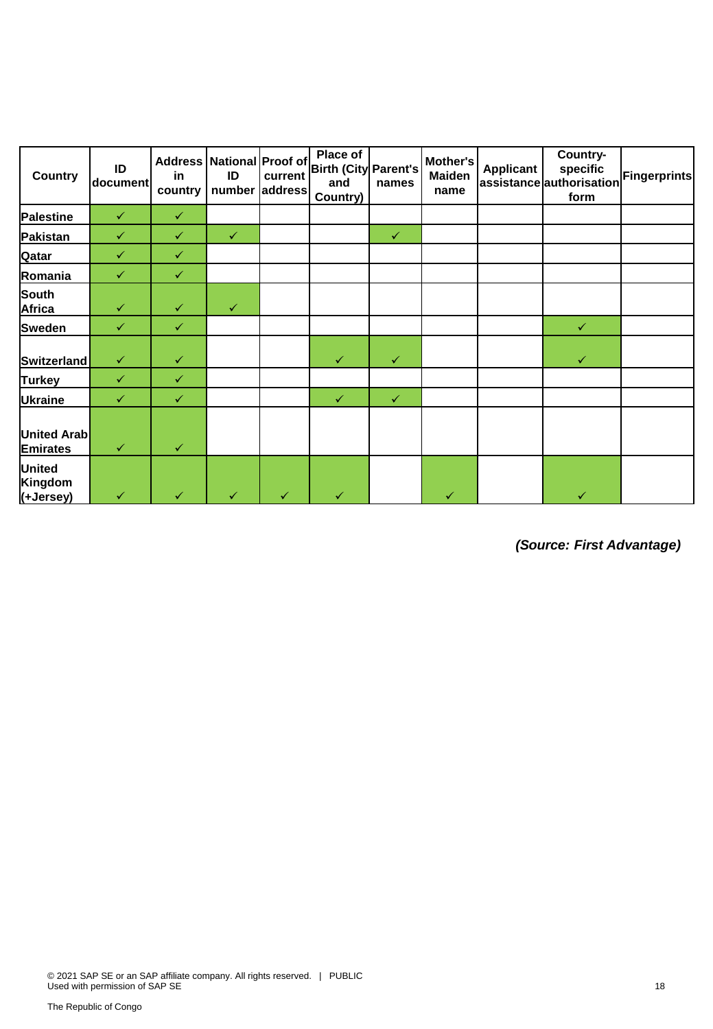| Country | ID document | Address in country | National ID number | Proof of current address | Place of Birth (City and Country) | Parent's names | Mother's Maiden name | Applicant assistance | Country-specific authorisation form | Fingerprints |
|---|---|---|---|---|---|---|---|---|---|---|
| **Palestine** | ✓ | ✓ | | | | | | | | |
| **Pakistan** | ✓ | ✓ | ✓ | | | ✓ | | | | |
| **Qatar** | ✓ | ✓ | | | | | | | | |
| **Romania** | ✓ | ✓ | | | | | | | | |
| **South Africa** | ✓ | ✓ | ✓ | | | | | | | |
| **Sweden** | ✓ | ✓ | | | | | | | ✓ | |
| **Switzerland** | ✓ | ✓ | | | ✓ | ✓ | | | ✓ | |
| **Turkey** | ✓ | ✓ | | | | | | | | |
| **Ukraine** | ✓ | ✓ | | | ✓ | ✓ | | | | |
| **United Arab Emirates** | ✓ | ✓ | | | | | | | | |
| **United Kingdom (+Jersey)** | ✓ | ✓ | ✓ | ✓ | ✓ | | ✓ | | ✓ | |

***(Source: First Advantage)***

The Republic of Congo